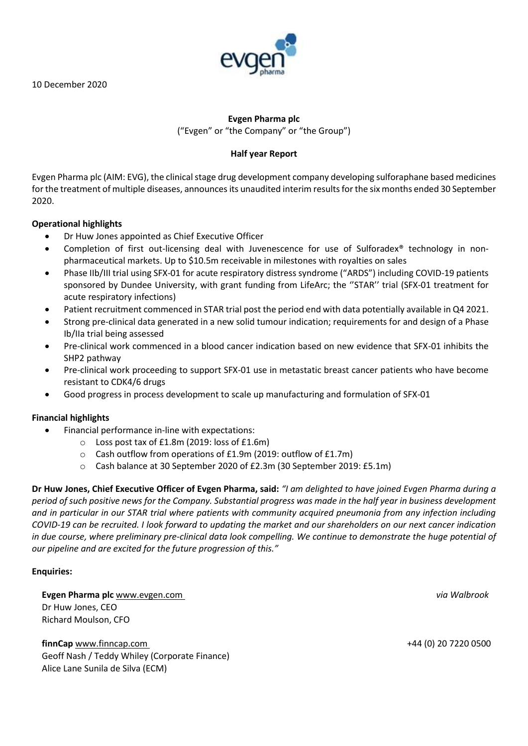10 December 2020

**Evgen Pharma plc**

("Evgen" or "the Company" or "the Group")

**Half year Report**

Evgen Pharma plc (AIM: EVG), the clinical stage drug development company developing sulforaphane based medicines for the treatment of multiple diseases, announces its unaudited interim results for the six months ended 30 September 2020.

**Operational highlights**

- Dr Huw Jones appointed as Chief Executive Officer
- Completion of first out-licensing deal with Juvenescence for use of Sulforadex® technology in non-pharmaceutical markets. Up to $10.5m receivable in milestones with royalties on sales
- Phase IIb/III trial using SFX-01 for acute respiratory distress syndrome ("ARDS") including COVID-19 patients sponsored by Dundee University, with grant funding from LifeArc; the ''STAR'' trial (SFX-01 treatment for acute respiratory infections)
- Patient recruitment commenced in STAR trial post the period end with data potentially available in Q4 2021.
- Strong pre-clinical data generated in a new solid tumour indication; requirements for and design of a Phase Ib/IIa trial being assessed
- Pre-clinical work commenced in a blood cancer indication based on new evidence that SFX-01 inhibits the SHP2 pathway
- Pre-clinical work proceeding to support SFX-01 use in metastatic breast cancer patients who have become resistant to CDK4/6 drugs
- Good progress in process development to scale up manufacturing and formulation of SFX-01

**Financial highlights**

- Financial performance in-line with expectations:
  - Loss post tax of £1.8m (2019: loss of £1.6m)
  - Cash outflow from operations of £1.9m (2019: outflow of £1.7m)
  - Cash balance at 30 September 2020 of £2.3m (30 September 2019: £5.1m)

**Dr Huw Jones, Chief Executive Officer of Evgen Pharma, said:** *"I am delighted to have joined Evgen Pharma during a period of such positive news for the Company. Substantial progress was made in the half year in business development and in particular in our STAR trial where patients with community acquired pneumonia from any infection including COVID-19 can be recruited. I look forward to updating the market and our shareholders on our next cancer indication in due course, where preliminary pre-clinical data look compelling. We continue to demonstrate the huge potential of our pipeline and are excited for the future progression of this."*

**Enquiries:**

**Evgen Pharma plc** www.evgen.com *via Walbrook*
Dr Huw Jones, CEO
Richard Moulson, CFO

**finnCap** www.finncap.com +44 (0) 20 7220 0500
Geoff Nash / Teddy Whiley (Corporate Finance)
Alice Lane Sunila de Silva (ECM)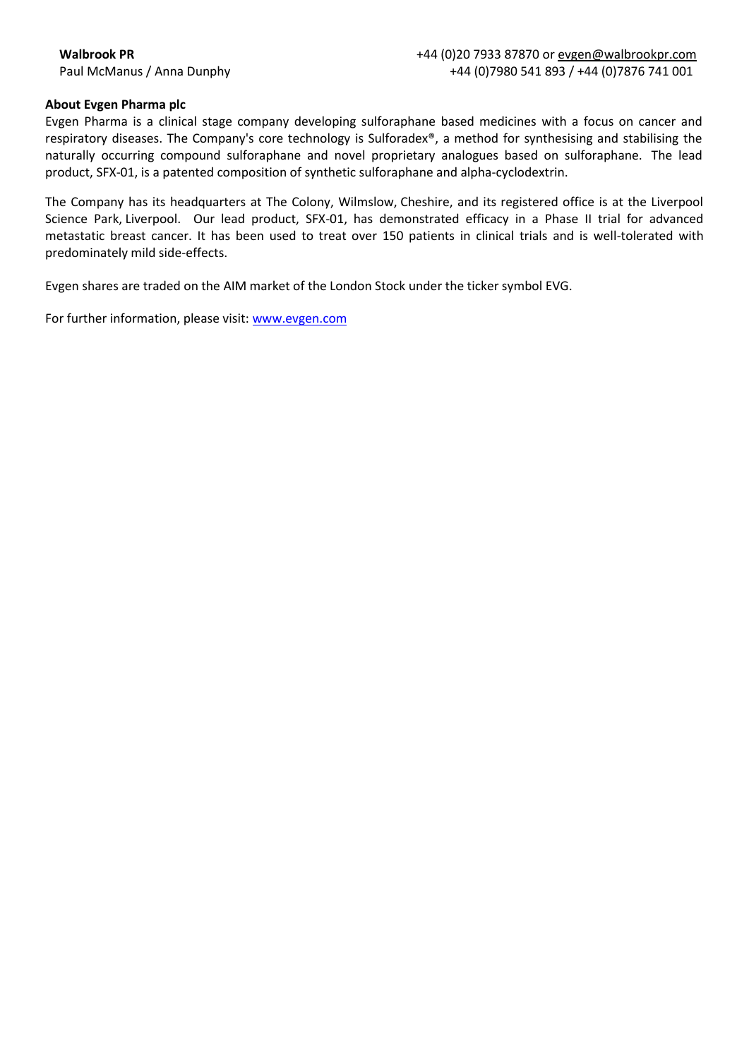**Walbrook PR** +44 (0)20 7933 87870 or evgen@walbrookpr.com
Paul McManus / Anna Dunphy +44 (0)7980 541 893 / +44 (0)7876 741 001

**About Evgen Pharma plc**

Evgen Pharma is a clinical stage company developing sulforaphane based medicines with a focus on cancer and respiratory diseases. The Company's core technology is Sulforadex®, a method for synthesising and stabilising the naturally occurring compound sulforaphane and novel proprietary analogues based on sulforaphane. The lead product, SFX-01, is a patented composition of synthetic sulforaphane and alpha-cyclodextrin.

The Company has its headquarters at The Colony, Wilmslow, Cheshire, and its registered office is at the Liverpool Science Park, Liverpool. Our lead product, SFX-01, has demonstrated efficacy in a Phase II trial for advanced metastatic breast cancer. It has been used to treat over 150 patients in clinical trials and is well-tolerated with predominately mild side-effects.

Evgen shares are traded on the AIM market of the London Stock under the ticker symbol EVG.

For further information, please visit: www.evgen.com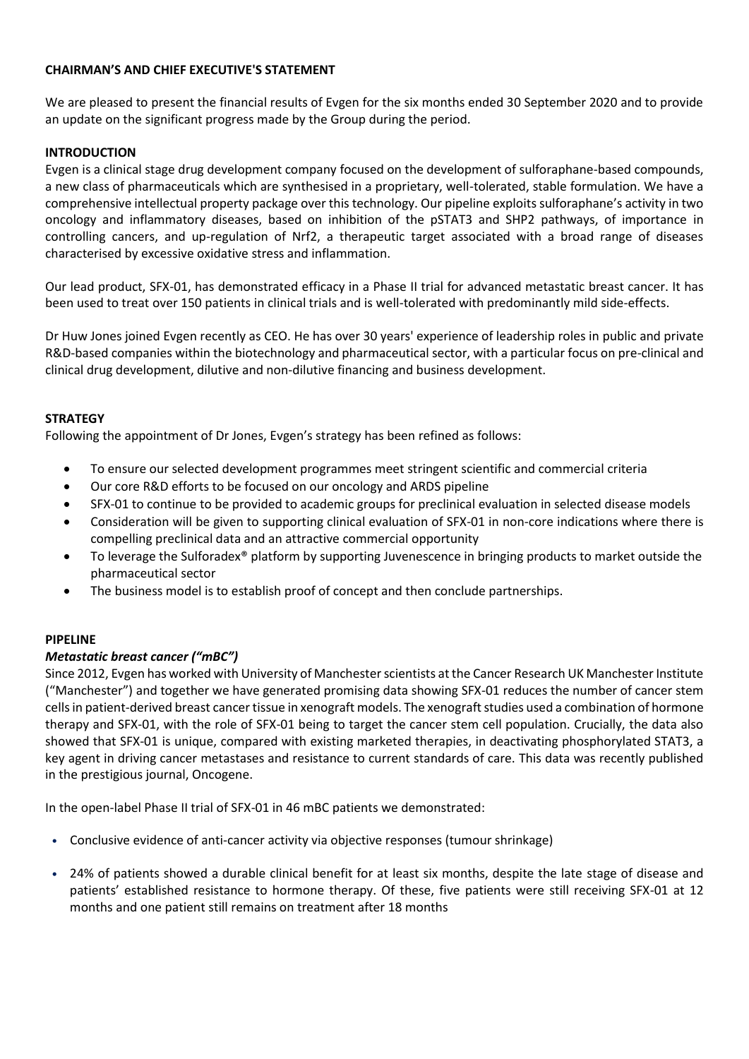## CHAIRMAN'S AND CHIEF EXECUTIVE'S STATEMENT

We are pleased to present the financial results of Evgen for the six months ended 30 September 2020 and to provide an update on the significant progress made by the Group during the period.

### INTRODUCTION

Evgen is a clinical stage drug development company focused on the development of sulforaphane-based compounds, a new class of pharmaceuticals which are synthesised in a proprietary, well-tolerated, stable formulation. We have a comprehensive intellectual property package over this technology. Our pipeline exploits sulforaphane's activity in two oncology and inflammatory diseases, based on inhibition of the pSTAT3 and SHP2 pathways, of importance in controlling cancers, and up-regulation of Nrf2, a therapeutic target associated with a broad range of diseases characterised by excessive oxidative stress and inflammation.

Our lead product, SFX-01, has demonstrated efficacy in a Phase II trial for advanced metastatic breast cancer. It has been used to treat over 150 patients in clinical trials and is well-tolerated with predominantly mild side-effects.

Dr Huw Jones joined Evgen recently as CEO. He has over 30 years' experience of leadership roles in public and private R&D-based companies within the biotechnology and pharmaceutical sector, with a particular focus on pre-clinical and clinical drug development, dilutive and non-dilutive financing and business development.

### STRATEGY

Following the appointment of Dr Jones, Evgen's strategy has been refined as follows:

- To ensure our selected development programmes meet stringent scientific and commercial criteria
- Our core R&D efforts to be focused on our oncology and ARDS pipeline
- SFX-01 to continue to be provided to academic groups for preclinical evaluation in selected disease models
- Consideration will be given to supporting clinical evaluation of SFX-01 in non-core indications where there is compelling preclinical data and an attractive commercial opportunity
- To leverage the Sulforadex® platform by supporting Juvenescence in bringing products to market outside the pharmaceutical sector
- The business model is to establish proof of concept and then conclude partnerships.

### PIPELINE

#### *Metastatic breast cancer ("mBC")*

Since 2012, Evgen has worked with University of Manchester scientists at the Cancer Research UK Manchester Institute ("Manchester") and together we have generated promising data showing SFX-01 reduces the number of cancer stem cells in patient-derived breast cancer tissue in xenograft models. The xenograft studies used a combination of hormone therapy and SFX-01, with the role of SFX-01 being to target the cancer stem cell population. Crucially, the data also showed that SFX-01 is unique, compared with existing marketed therapies, in deactivating phosphorylated STAT3, a key agent in driving cancer metastases and resistance to current standards of care. This data was recently published in the prestigious journal, Oncogene.

In the open-label Phase II trial of SFX-01 in 46 mBC patients we demonstrated:

- Conclusive evidence of anti-cancer activity via objective responses (tumour shrinkage)
- 24% of patients showed a durable clinical benefit for at least six months, despite the late stage of disease and patients' established resistance to hormone therapy. Of these, five patients were still receiving SFX-01 at 12 months and one patient still remains on treatment after 18 months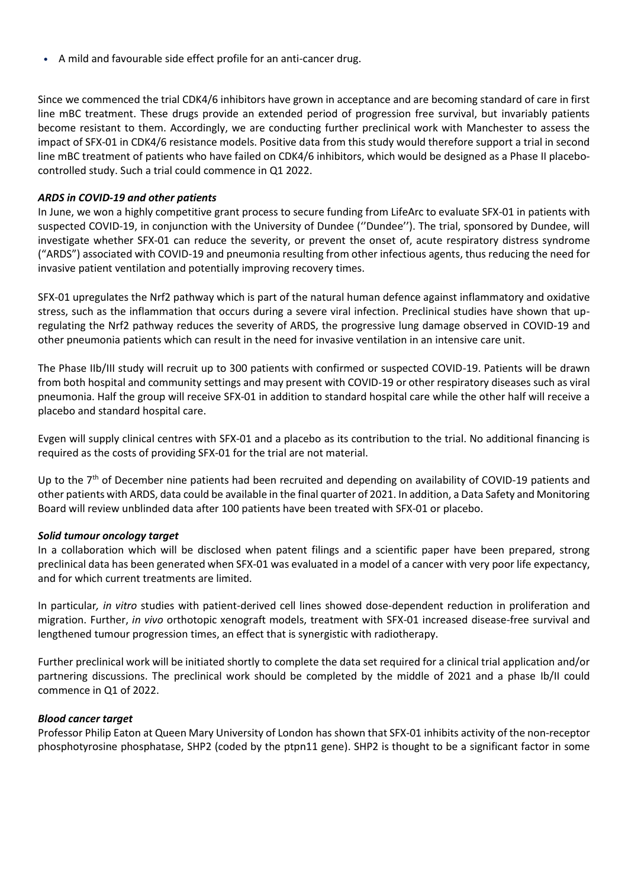- A mild and favourable side effect profile for an anti-cancer drug.

Since we commenced the trial CDK4/6 inhibitors have grown in acceptance and are becoming standard of care in first line mBC treatment. These drugs provide an extended period of progression free survival, but invariably patients become resistant to them. Accordingly, we are conducting further preclinical work with Manchester to assess the impact of SFX-01 in CDK4/6 resistance models. Positive data from this study would therefore support a trial in second line mBC treatment of patients who have failed on CDK4/6 inhibitors, which would be designed as a Phase II placebo-controlled study. Such a trial could commence in Q1 2022.

***ARDS in COVID-19 and other patients***

In June, we won a highly competitive grant process to secure funding from LifeArc to evaluate SFX-01 in patients with suspected COVID-19, in conjunction with the University of Dundee (''Dundee''). The trial, sponsored by Dundee, will investigate whether SFX-01 can reduce the severity, or prevent the onset of, acute respiratory distress syndrome ("ARDS") associated with COVID-19 and pneumonia resulting from other infectious agents, thus reducing the need for invasive patient ventilation and potentially improving recovery times.

SFX-01 upregulates the Nrf2 pathway which is part of the natural human defence against inflammatory and oxidative stress, such as the inflammation that occurs during a severe viral infection. Preclinical studies have shown that up-regulating the Nrf2 pathway reduces the severity of ARDS, the progressive lung damage observed in COVID-19 and other pneumonia patients which can result in the need for invasive ventilation in an intensive care unit.

The Phase IIb/III study will recruit up to 300 patients with confirmed or suspected COVID-19. Patients will be drawn from both hospital and community settings and may present with COVID-19 or other respiratory diseases such as viral pneumonia. Half the group will receive SFX-01 in addition to standard hospital care while the other half will receive a placebo and standard hospital care.

Evgen will supply clinical centres with SFX-01 and a placebo as its contribution to the trial. No additional financing is required as the costs of providing SFX-01 for the trial are not material.

Up to the 7th of December nine patients had been recruited and depending on availability of COVID-19 patients and other patients with ARDS, data could be available in the final quarter of 2021. In addition, a Data Safety and Monitoring Board will review unblinded data after 100 patients have been treated with SFX-01 or placebo.

***Solid tumour oncology target***

In a collaboration which will be disclosed when patent filings and a scientific paper have been prepared, strong preclinical data has been generated when SFX-01 was evaluated in a model of a cancer with very poor life expectancy, and for which current treatments are limited.

In particular*, in vitro* studies with patient-derived cell lines showed dose-dependent reduction in proliferation and migration. Further, *in vivo* orthotopic xenograft models, treatment with SFX-01 increased disease-free survival and lengthened tumour progression times, an effect that is synergistic with radiotherapy.

Further preclinical work will be initiated shortly to complete the data set required for a clinical trial application and/or partnering discussions. The preclinical work should be completed by the middle of 2021 and a phase Ib/II could commence in Q1 of 2022.

***Blood cancer target***

Professor Philip Eaton at Queen Mary University of London has shown that SFX-01 inhibits activity of the non-receptor phosphotyrosine phosphatase, SHP2 (coded by the ptpn11 gene). SHP2 is thought to be a significant factor in some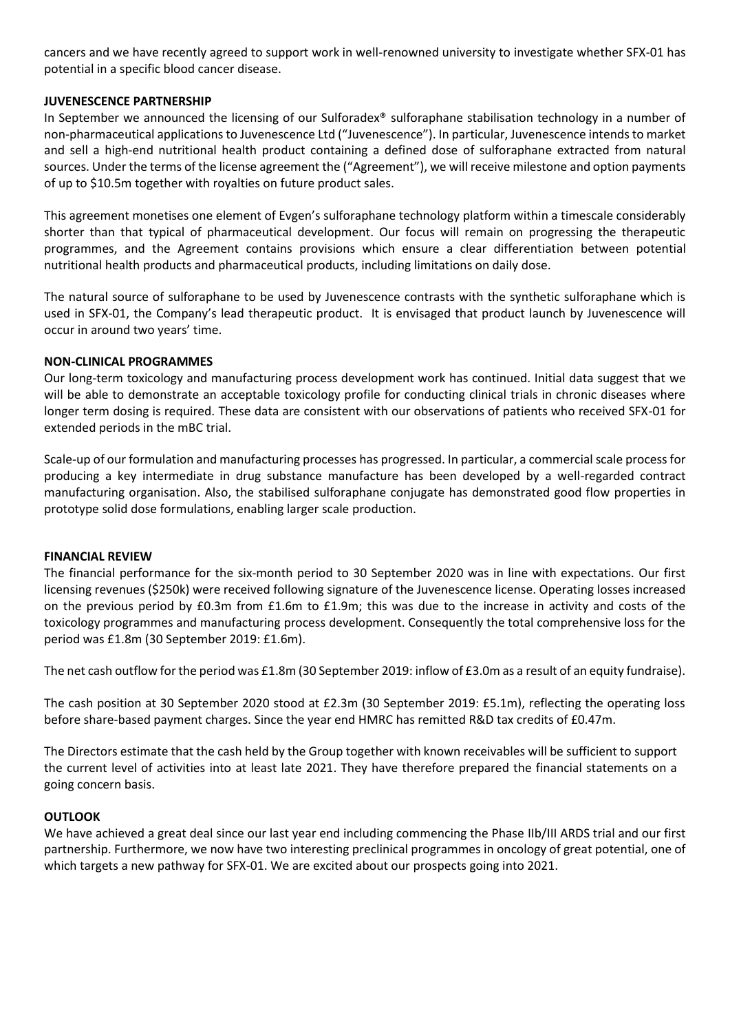cancers and we have recently agreed to support work in well-renowned university to investigate whether SFX-01 has potential in a specific blood cancer disease.

**JUVENESCENCE PARTNERSHIP**

In September we announced the licensing of our Sulforadex® sulforaphane stabilisation technology in a number of non-pharmaceutical applications to Juvenescence Ltd ("Juvenescence"). In particular, Juvenescence intends to market and sell a high-end nutritional health product containing a defined dose of sulforaphane extracted from natural sources. Under the terms of the license agreement the ("Agreement"), we will receive milestone and option payments of up to \$10.5m together with royalties on future product sales.

This agreement monetises one element of Evgen's sulforaphane technology platform within a timescale considerably shorter than that typical of pharmaceutical development. Our focus will remain on progressing the therapeutic programmes, and the Agreement contains provisions which ensure a clear differentiation between potential nutritional health products and pharmaceutical products, including limitations on daily dose.

The natural source of sulforaphane to be used by Juvenescence contrasts with the synthetic sulforaphane which is used in SFX-01, the Company's lead therapeutic product. It is envisaged that product launch by Juvenescence will occur in around two years' time.

**NON-CLINICAL PROGRAMMES**

Our long-term toxicology and manufacturing process development work has continued. Initial data suggest that we will be able to demonstrate an acceptable toxicology profile for conducting clinical trials in chronic diseases where longer term dosing is required. These data are consistent with our observations of patients who received SFX-01 for extended periods in the mBC trial.

Scale-up of our formulation and manufacturing processes has progressed. In particular, a commercial scale process for producing a key intermediate in drug substance manufacture has been developed by a well-regarded contract manufacturing organisation. Also, the stabilised sulforaphane conjugate has demonstrated good flow properties in prototype solid dose formulations, enabling larger scale production.

**FINANCIAL REVIEW**

The financial performance for the six-month period to 30 September 2020 was in line with expectations. Our first licensing revenues (\$250k) were received following signature of the Juvenescence license. Operating losses increased on the previous period by £0.3m from £1.6m to £1.9m; this was due to the increase in activity and costs of the toxicology programmes and manufacturing process development. Consequently the total comprehensive loss for the period was £1.8m (30 September 2019: £1.6m).

The net cash outflow for the period was £1.8m (30 September 2019: inflow of £3.0m as a result of an equity fundraise).

The cash position at 30 September 2020 stood at £2.3m (30 September 2019: £5.1m), reflecting the operating loss before share-based payment charges. Since the year end HMRC has remitted R&D tax credits of £0.47m.

The Directors estimate that the cash held by the Group together with known receivables will be sufficient to support the current level of activities into at least late 2021. They have therefore prepared the financial statements on a going concern basis.

**OUTLOOK**

We have achieved a great deal since our last year end including commencing the Phase IIb/III ARDS trial and our first partnership. Furthermore, we now have two interesting preclinical programmes in oncology of great potential, one of which targets a new pathway for SFX-01. We are excited about our prospects going into 2021.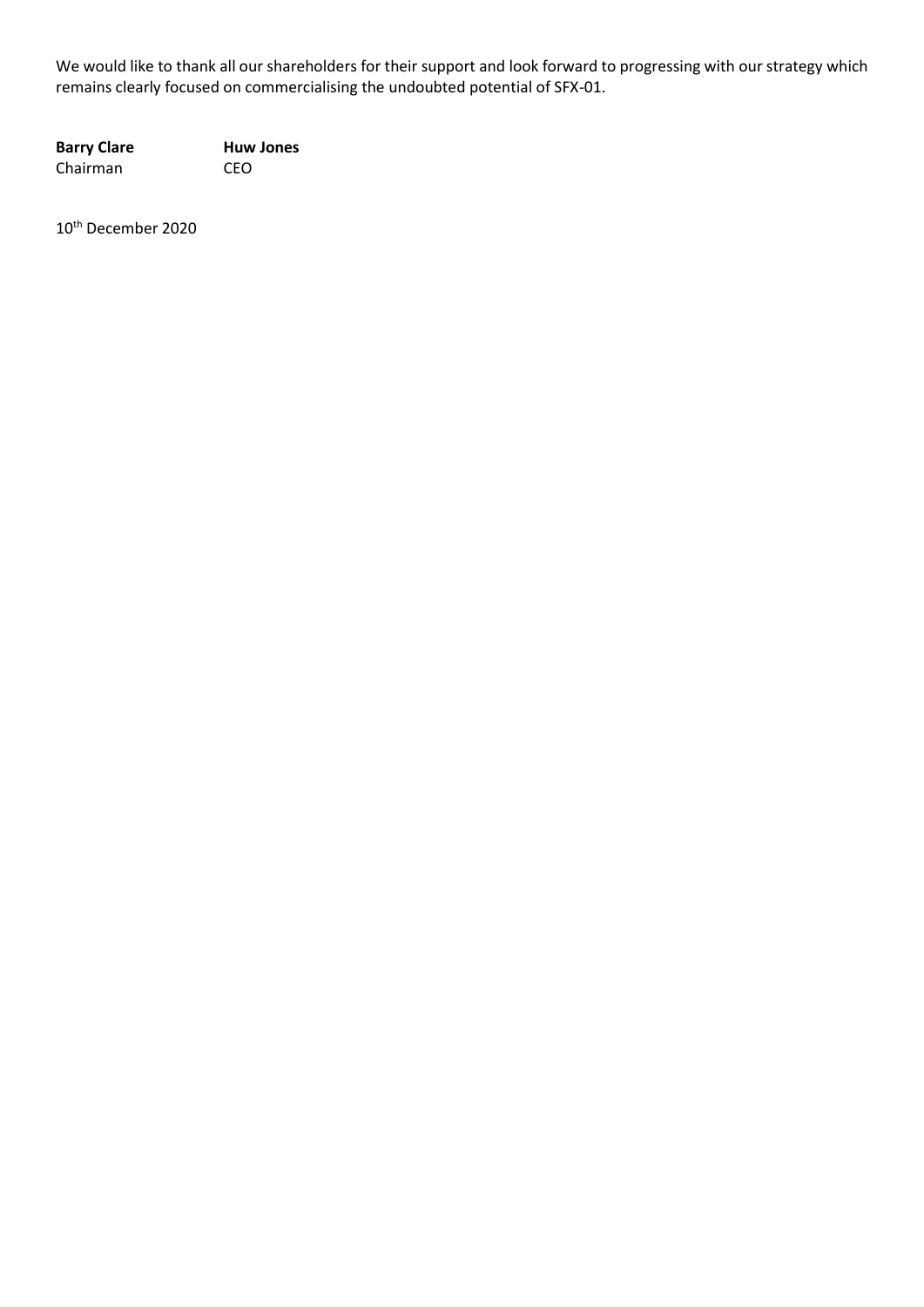We would like to thank all our shareholders for their support and look forward to progressing with our strategy which remains clearly focused on commercialising the undoubted potential of SFX-01.

| **Barry Clare** | **Huw Jones** |
|---|---|
| Chairman | CEO |

10th December 2020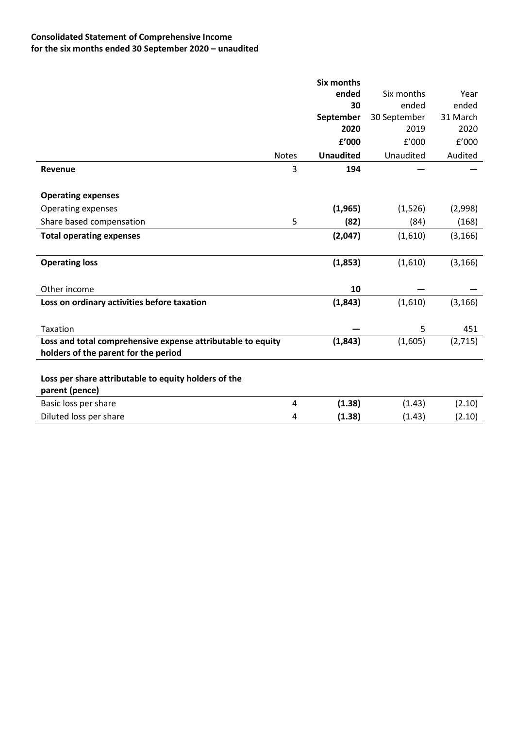**Consolidated Statement of Comprehensive Income**
**for the six months ended 30 September 2020 – unaudited**

| | Notes | **Six months ended 30 September 2020 £'000 Unaudited** | Six months ended 30 September 2019 £'000 Unaudited | Year ended 31 March 2020 £'000 Audited |
|---|---|---|---|---|
| **Revenue** | 3 | **194** | — | — |
| **Operating expenses** | | | | |
| Operating expenses | | **(1,965)** | (1,526) | (2,998) |
| Share based compensation | 5 | **(82)** | (84) | (168) |
| **Total operating expenses** | | **(2,047)** | (1,610) | (3,166) |
| **Operating loss** | | **(1,853)** | (1,610) | (3,166) |
| Other income | | **10** | — | — |
| **Loss on ordinary activities before taxation** | | **(1,843)** | (1,610) | (3,166) |
| Taxation | | **—** | 5 | 451 |
| **Loss and total comprehensive expense attributable to equity holders of the parent for the period** | | **(1,843)** | (1,605) | (2,715) |
| **Loss per share attributable to equity holders of the parent (pence)** | | | | |
| Basic loss per share | 4 | **(1.38)** | (1.43) | (2.10) |
| Diluted loss per share | 4 | **(1.38)** | (1.43) | (2.10) |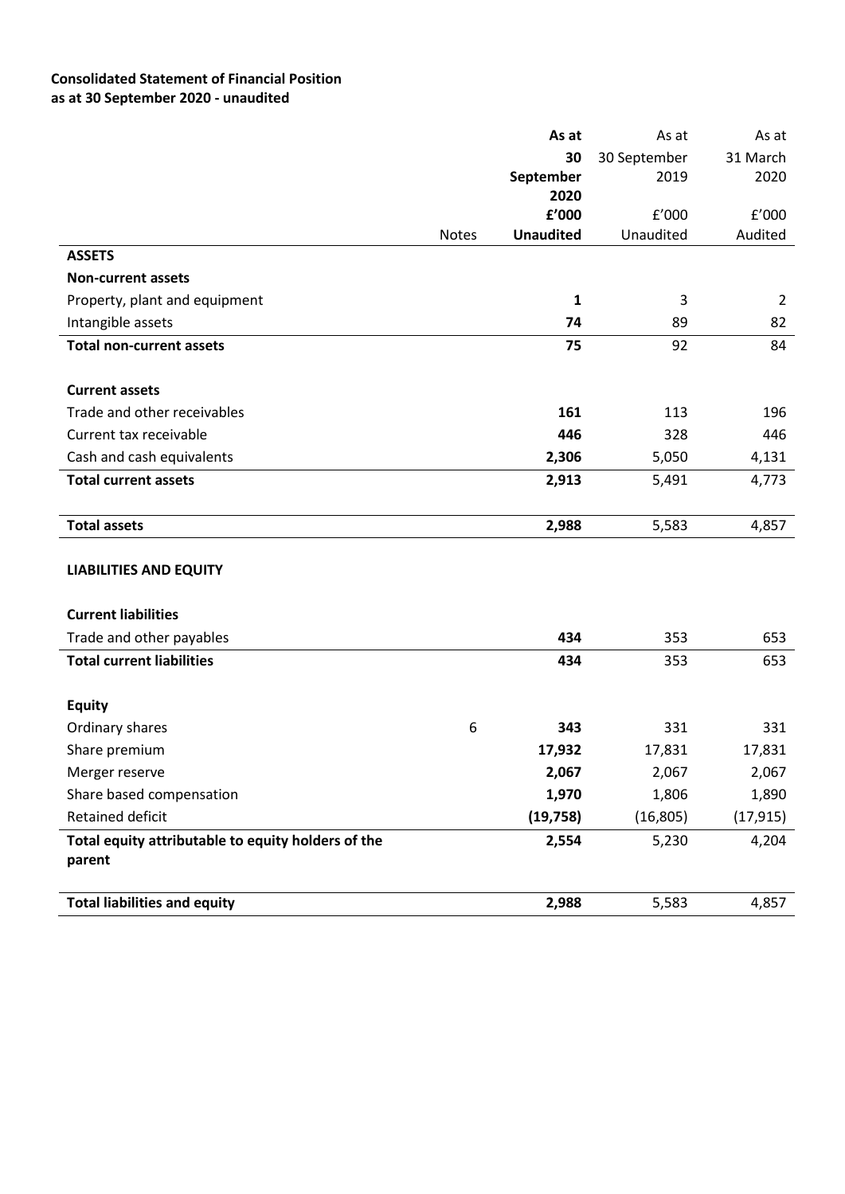**Consolidated Statement of Financial Position**
**as at 30 September 2020 - unaudited**

| | Notes | **As at 30 September 2020** | As at 30 September 2019 | As at 31 March 2020 |
|---|---|---|---|---|
| | | **£'000** | £'000 | £'000 |
| | | **Unaudited** | Unaudited | Audited |
| **ASSETS** | | | | |
| **Non-current assets** | | | | |
| Property, plant and equipment | | **1** | 3 | 2 |
| Intangible assets | | **74** | 89 | 82 |
| **Total non-current assets** | | **75** | 92 | 84 |
| | | | | |
| **Current assets** | | | | |
| Trade and other receivables | | **161** | 113 | 196 |
| Current tax receivable | | **446** | 328 | 446 |
| Cash and cash equivalents | | **2,306** | 5,050 | 4,131 |
| **Total current assets** | | **2,913** | 5,491 | 4,773 |
| | | | | |
| **Total assets** | | **2,988** | 5,583 | 4,857 |
| | | | | |
| **LIABILITIES AND EQUITY** | | | | |
| | | | | |
| **Current liabilities** | | | | |
| Trade and other payables | | **434** | 353 | 653 |
| **Total current liabilities** | | **434** | 353 | 653 |
| | | | | |
| **Equity** | | | | |
| Ordinary shares | 6 | **343** | 331 | 331 |
| Share premium | | **17,932** | 17,831 | 17,831 |
| Merger reserve | | **2,067** | 2,067 | 2,067 |
| Share based compensation | | **1,970** | 1,806 | 1,890 |
| Retained deficit | | **(19,758)** | (16,805) | (17,915) |
| **Total equity attributable to equity holders of the parent** | | **2,554** | 5,230 | 4,204 |
| | | | | |
| **Total liabilities and equity** | | **2,988** | 5,583 | 4,857 |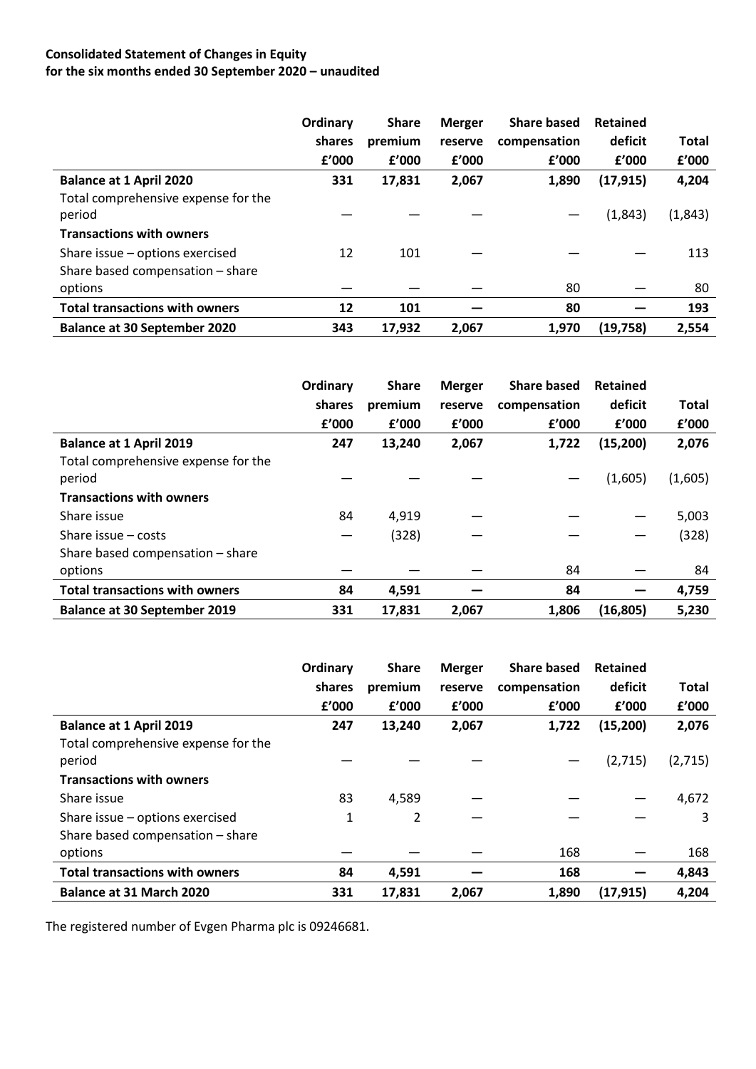**Consolidated Statement of Changes in Equity**
**for the six months ended 30 September 2020 – unaudited**

| | Ordinary shares £'000 | Share premium £'000 | Merger reserve £'000 | Share based compensation £'000 | Retained deficit £'000 | Total £'000 |
|---|---|---|---|---|---|---|
| **Balance at 1 April 2020** | **331** | **17,831** | **2,067** | **1,890** | **(17,915)** | **4,204** |
| Total comprehensive expense for the period | — | — | — | — | (1,843) | (1,843) |
| **Transactions with owners** | | | | | | |
| Share issue – options exercised | 12 | 101 | — | — | — | 113 |
| Share based compensation – share options | — | — | — | 80 | — | 80 |
| **Total transactions with owners** | **12** | **101** | **—** | **80** | **—** | **193** |
| **Balance at 30 September 2020** | **343** | **17,932** | **2,067** | **1,970** | **(19,758)** | **2,554** |

| | Ordinary shares £'000 | Share premium £'000 | Merger reserve £'000 | Share based compensation £'000 | Retained deficit £'000 | Total £'000 |
|---|---|---|---|---|---|---|
| **Balance at 1 April 2019** | **247** | **13,240** | **2,067** | **1,722** | **(15,200)** | **2,076** |
| Total comprehensive expense for the period | — | — | — | — | (1,605) | (1,605) |
| **Transactions with owners** | | | | | | |
| Share issue | 84 | 4,919 | — | — | — | 5,003 |
| Share issue – costs | — | (328) | — | — | — | (328) |
| Share based compensation – share options | — | — | — | 84 | — | 84 |
| **Total transactions with owners** | **84** | **4,591** | **—** | **84** | **—** | **4,759** |
| **Balance at 30 September 2019** | **331** | **17,831** | **2,067** | **1,806** | **(16,805)** | **5,230** |

| | Ordinary shares £'000 | Share premium £'000 | Merger reserve £'000 | Share based compensation £'000 | Retained deficit £'000 | Total £'000 |
|---|---|---|---|---|---|---|
| **Balance at 1 April 2019** | **247** | **13,240** | **2,067** | **1,722** | **(15,200)** | **2,076** |
| Total comprehensive expense for the period | — | — | — | — | (2,715) | (2,715) |
| **Transactions with owners** | | | | | | |
| Share issue | 83 | 4,589 | — | — | — | 4,672 |
| Share issue – options exercised | 1 | 2 | — | — | — | 3 |
| Share based compensation – share options | — | — | — | 168 | — | 168 |
| **Total transactions with owners** | **84** | **4,591** | **—** | **168** | **—** | **4,843** |
| **Balance at 31 March 2020** | **331** | **17,831** | **2,067** | **1,890** | **(17,915)** | **4,204** |

The registered number of Evgen Pharma plc is 09246681.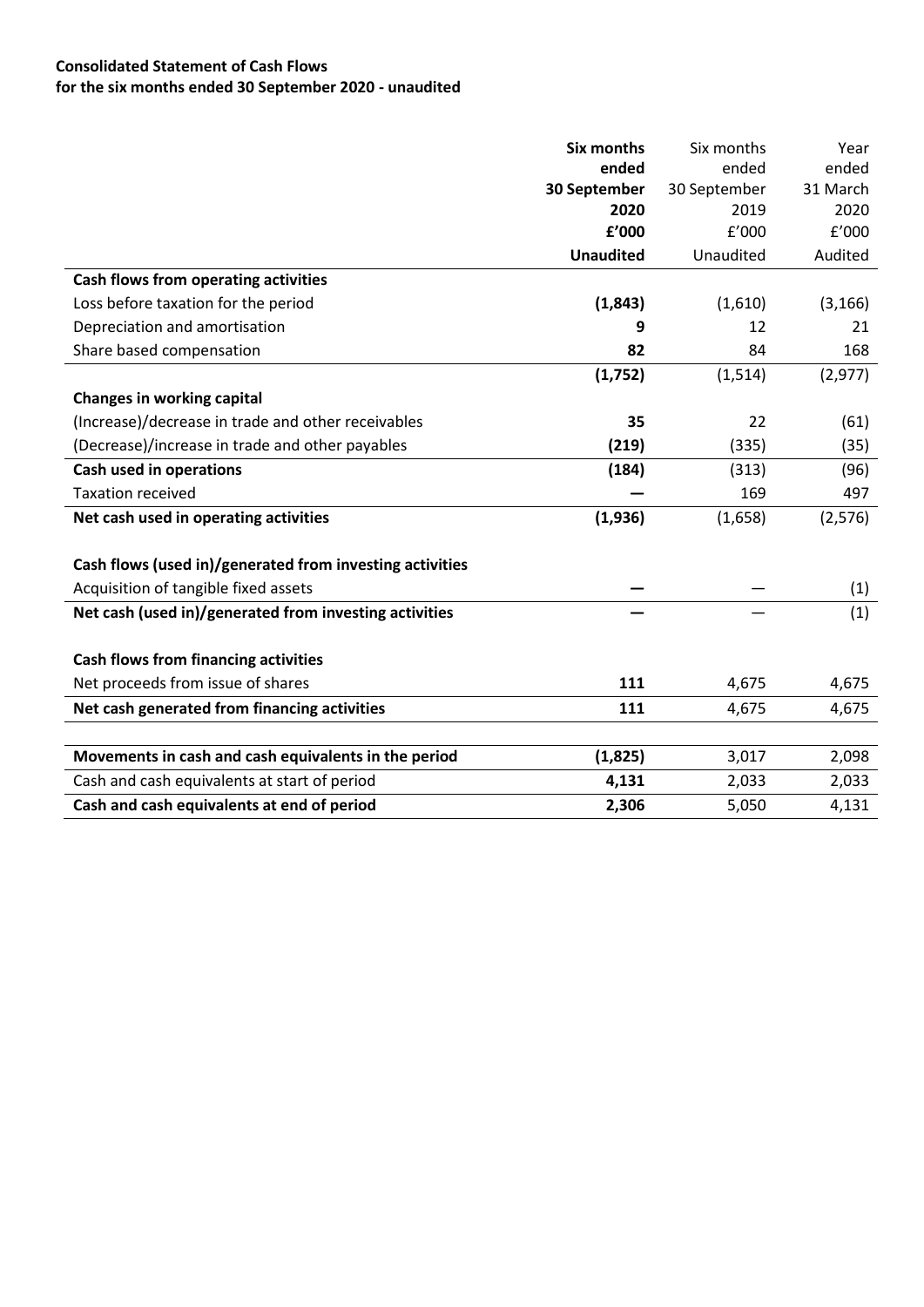**Consolidated Statement of Cash Flows**
**for the six months ended 30 September 2020 - unaudited**

| | **Six months ended 30 September 2020 £'000 Unaudited** | Six months ended 30 September 2019 £'000 Unaudited | Year ended 31 March 2020 £'000 Audited |
|---|---|---|---|
| **Cash flows from operating activities** | | | |
| Loss before taxation for the period | **(1,843)** | (1,610) | (3,166) |
| Depreciation and amortisation | **9** | 12 | 21 |
| Share based compensation | **82** | 84 | 168 |
| | **(1,752)** | (1,514) | (2,977) |
| **Changes in working capital** | | | |
| (Increase)/decrease in trade and other receivables | **35** | 22 | (61) |
| (Decrease)/increase in trade and other payables | **(219)** | (335) | (35) |
| **Cash used in operations** | **(184)** | (313) | (96) |
| Taxation received | **—** | 169 | 497 |
| **Net cash used in operating activities** | **(1,936)** | (1,658) | (2,576) |
| | | | |
| **Cash flows (used in)/generated from investing activities** | | | |
| Acquisition of tangible fixed assets | **—** | — | (1) |
| **Net cash (used in)/generated from investing activities** | **—** | — | (1) |
| | | | |
| **Cash flows from financing activities** | | | |
| Net proceeds from issue of shares | **111** | 4,675 | 4,675 |
| **Net cash generated from financing activities** | **111** | 4,675 | 4,675 |
| | | | |
| **Movements in cash and cash equivalents in the period** | **(1,825)** | 3,017 | 2,098 |
| Cash and cash equivalents at start of period | **4,131** | 2,033 | 2,033 |
| **Cash and cash equivalents at end of period** | **2,306** | 5,050 | 4,131 |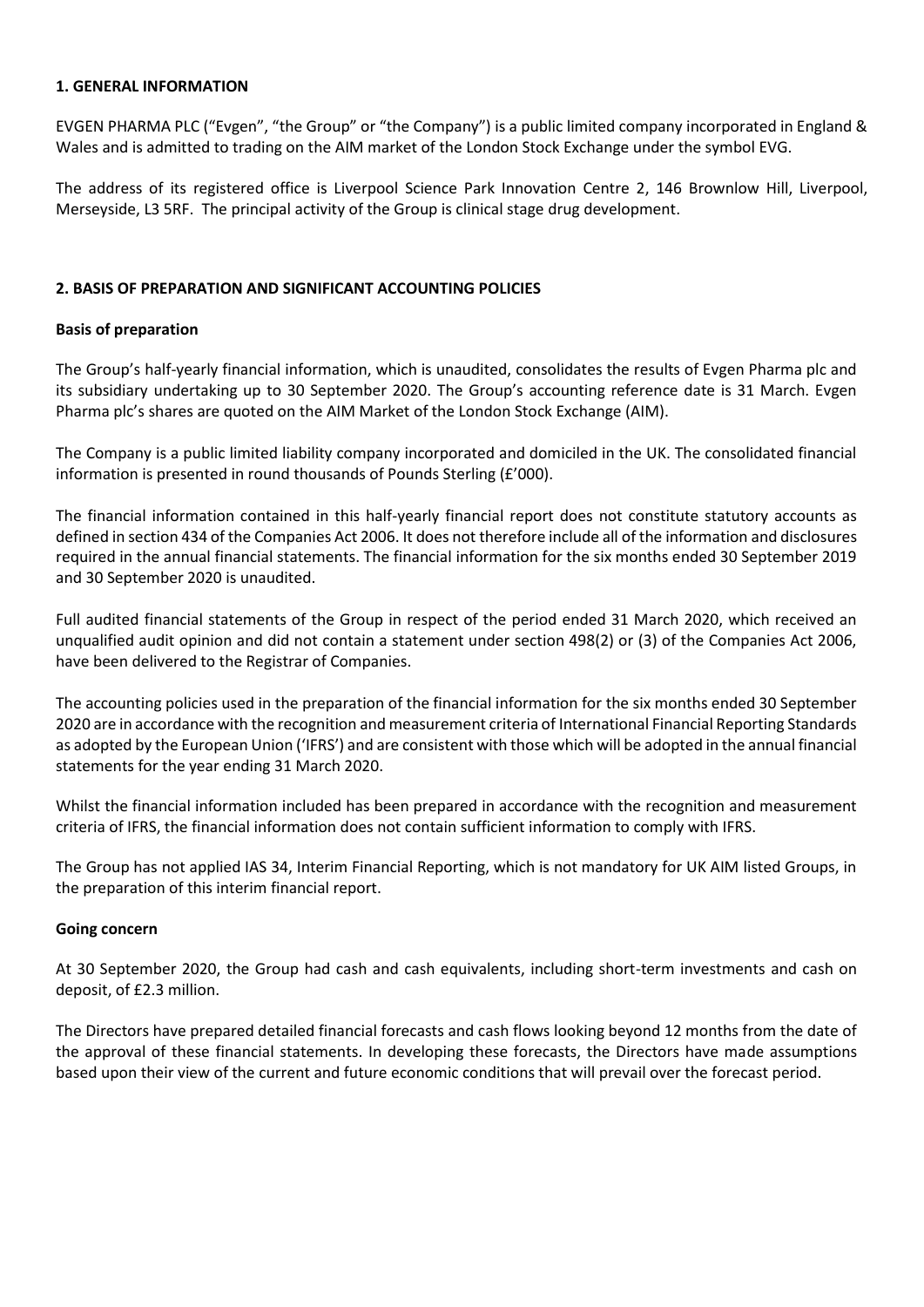## 1. GENERAL INFORMATION

EVGEN PHARMA PLC ("Evgen", "the Group" or "the Company") is a public limited company incorporated in England & Wales and is admitted to trading on the AIM market of the London Stock Exchange under the symbol EVG.

The address of its registered office is Liverpool Science Park Innovation Centre 2, 146 Brownlow Hill, Liverpool, Merseyside, L3 5RF. The principal activity of the Group is clinical stage drug development.

## 2. BASIS OF PREPARATION AND SIGNIFICANT ACCOUNTING POLICIES

### Basis of preparation

The Group's half-yearly financial information, which is unaudited, consolidates the results of Evgen Pharma plc and its subsidiary undertaking up to 30 September 2020. The Group's accounting reference date is 31 March. Evgen Pharma plc's shares are quoted on the AIM Market of the London Stock Exchange (AIM).

The Company is a public limited liability company incorporated and domiciled in the UK. The consolidated financial information is presented in round thousands of Pounds Sterling (£'000).

The financial information contained in this half-yearly financial report does not constitute statutory accounts as defined in section 434 of the Companies Act 2006. It does not therefore include all of the information and disclosures required in the annual financial statements. The financial information for the six months ended 30 September 2019 and 30 September 2020 is unaudited.

Full audited financial statements of the Group in respect of the period ended 31 March 2020, which received an unqualified audit opinion and did not contain a statement under section 498(2) or (3) of the Companies Act 2006, have been delivered to the Registrar of Companies.

The accounting policies used in the preparation of the financial information for the six months ended 30 September 2020 are in accordance with the recognition and measurement criteria of International Financial Reporting Standards as adopted by the European Union ('IFRS') and are consistent with those which will be adopted in the annual financial statements for the year ending 31 March 2020.

Whilst the financial information included has been prepared in accordance with the recognition and measurement criteria of IFRS, the financial information does not contain sufficient information to comply with IFRS.

The Group has not applied IAS 34, Interim Financial Reporting, which is not mandatory for UK AIM listed Groups, in the preparation of this interim financial report.

### Going concern

At 30 September 2020, the Group had cash and cash equivalents, including short-term investments and cash on deposit, of £2.3 million.

The Directors have prepared detailed financial forecasts and cash flows looking beyond 12 months from the date of the approval of these financial statements. In developing these forecasts, the Directors have made assumptions based upon their view of the current and future economic conditions that will prevail over the forecast period.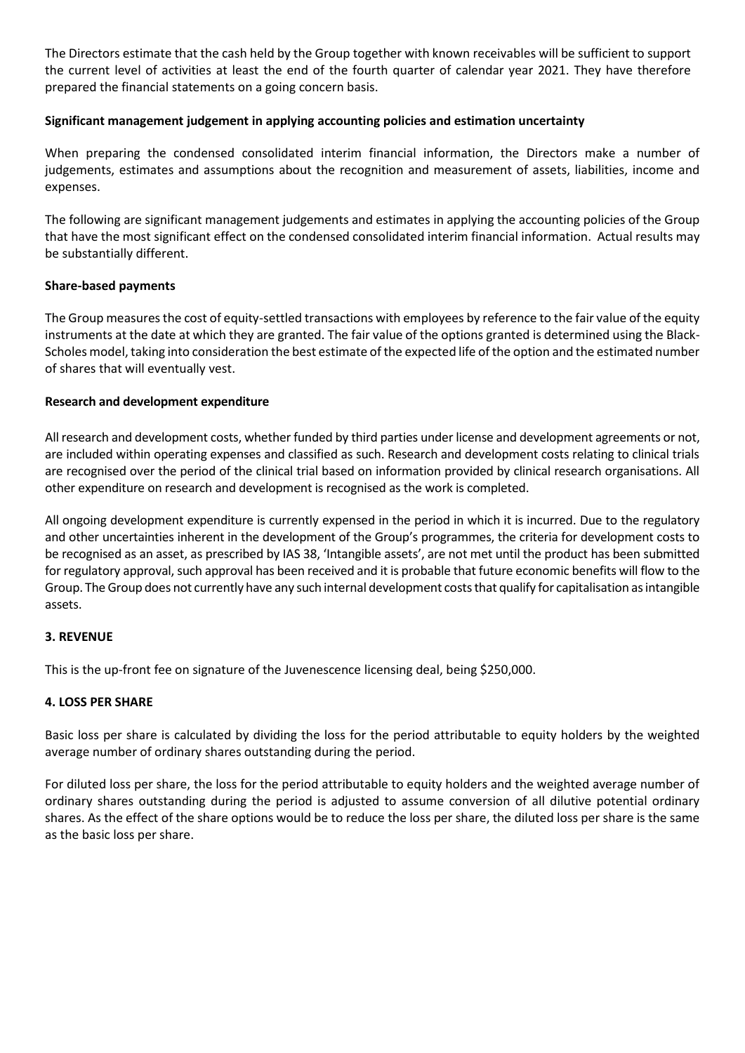The Directors estimate that the cash held by the Group together with known receivables will be sufficient to support the current level of activities at least the end of the fourth quarter of calendar year 2021. They have therefore prepared the financial statements on a going concern basis.

**Significant management judgement in applying accounting policies and estimation uncertainty**

When preparing the condensed consolidated interim financial information, the Directors make a number of judgements, estimates and assumptions about the recognition and measurement of assets, liabilities, income and expenses.

The following are significant management judgements and estimates in applying the accounting policies of the Group that have the most significant effect on the condensed consolidated interim financial information. Actual results may be substantially different.

**Share-based payments**

The Group measures the cost of equity-settled transactions with employees by reference to the fair value of the equity instruments at the date at which they are granted. The fair value of the options granted is determined using the Black-Scholes model, taking into consideration the best estimate of the expected life of the option and the estimated number of shares that will eventually vest.

**Research and development expenditure**

All research and development costs, whether funded by third parties under license and development agreements or not, are included within operating expenses and classified as such. Research and development costs relating to clinical trials are recognised over the period of the clinical trial based on information provided by clinical research organisations. All other expenditure on research and development is recognised as the work is completed.

All ongoing development expenditure is currently expensed in the period in which it is incurred. Due to the regulatory and other uncertainties inherent in the development of the Group's programmes, the criteria for development costs to be recognised as an asset, as prescribed by IAS 38, 'Intangible assets', are not met until the product has been submitted for regulatory approval, such approval has been received and it is probable that future economic benefits will flow to the Group. The Group does not currently have any such internal development costs that qualify for capitalisation as intangible assets.

**3. REVENUE**

This is the up-front fee on signature of the Juvenescence licensing deal, being $250,000.

**4. LOSS PER SHARE**

Basic loss per share is calculated by dividing the loss for the period attributable to equity holders by the weighted average number of ordinary shares outstanding during the period.

For diluted loss per share, the loss for the period attributable to equity holders and the weighted average number of ordinary shares outstanding during the period is adjusted to assume conversion of all dilutive potential ordinary shares. As the effect of the share options would be to reduce the loss per share, the diluted loss per share is the same as the basic loss per share.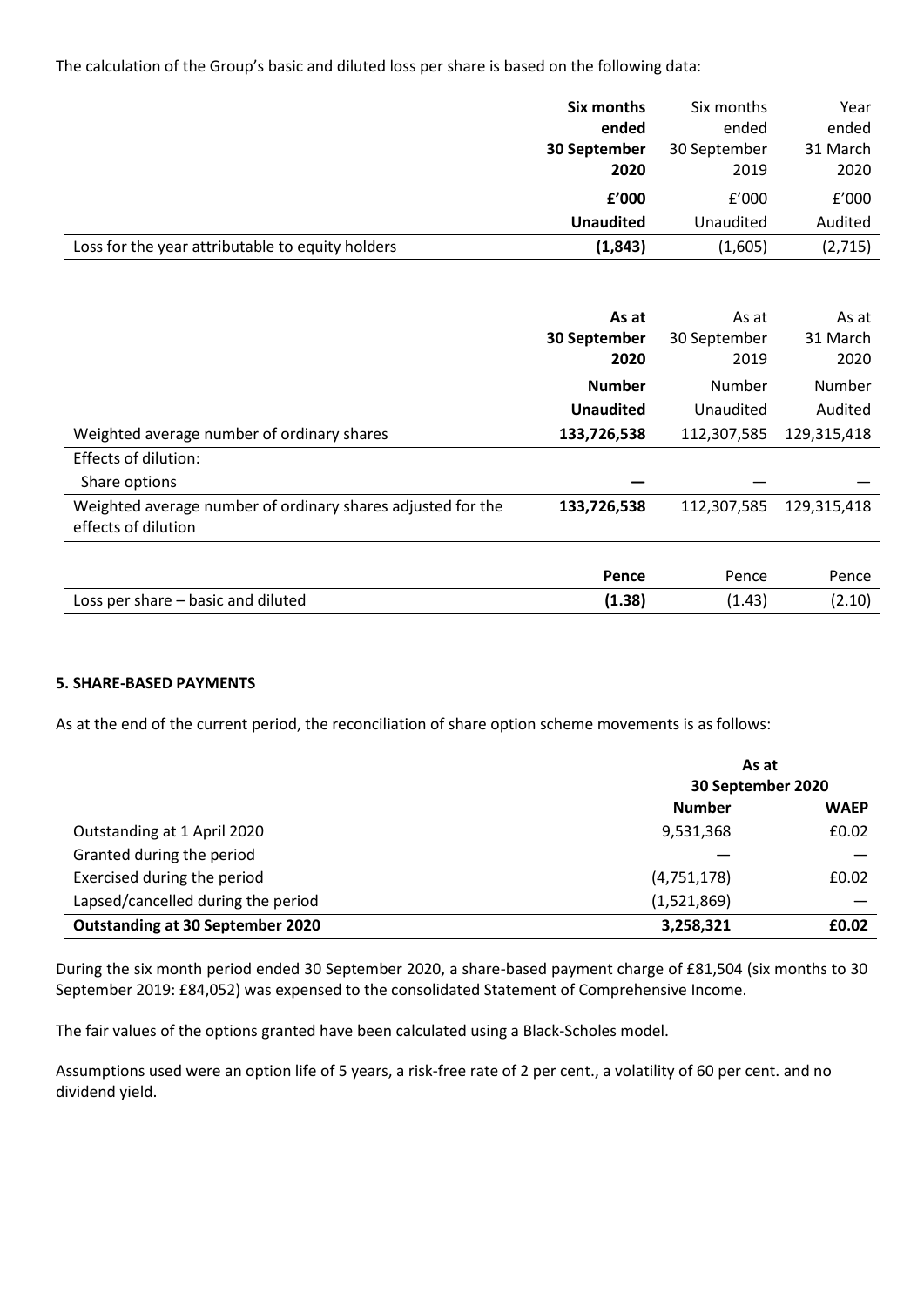The calculation of the Group's basic and diluted loss per share is based on the following data:

| | **Six months ended 30 September 2020** | Six months ended 30 September 2019 | Year ended 31 March 2020 |
|---|---|---|---|
| | **£'000** | £'000 | £'000 |
| | **Unaudited** | Unaudited | Audited |
| Loss for the year attributable to equity holders | **(1,843)** | (1,605) | (2,715) |

| | **As at 30 September 2020** | As at 30 September 2019 | As at 31 March 2020 |
|---|---|---|---|
| | **Number** | Number | Number |
| | **Unaudited** | Unaudited | Audited |
| Weighted average number of ordinary shares | **133,726,538** | 112,307,585 | 129,315,418 |
| Effects of dilution: | | | |
| Share options | **—** | — | — |
| Weighted average number of ordinary shares adjusted for the effects of dilution | **133,726,538** | 112,307,585 | 129,315,418 |
| | **Pence** | Pence | Pence |
| Loss per share – basic and diluted | **(1.38)** | (1.43) | (2.10) |

## 5. SHARE-BASED PAYMENTS

As at the end of the current period, the reconciliation of share option scheme movements is as follows:

| | **As at 30 September 2020** | |
|---|---|---|
| | **Number** | **WAEP** |
| Outstanding at 1 April 2020 | 9,531,368 | £0.02 |
| Granted during the period | — | — |
| Exercised during the period | (4,751,178) | £0.02 |
| Lapsed/cancelled during the period | (1,521,869) | — |
| **Outstanding at 30 September 2020** | **3,258,321** | **£0.02** |

During the six month period ended 30 September 2020, a share-based payment charge of £81,504 (six months to 30 September 2019: £84,052) was expensed to the consolidated Statement of Comprehensive Income.

The fair values of the options granted have been calculated using a Black-Scholes model.

Assumptions used were an option life of 5 years, a risk-free rate of 2 per cent., a volatility of 60 per cent. and no dividend yield.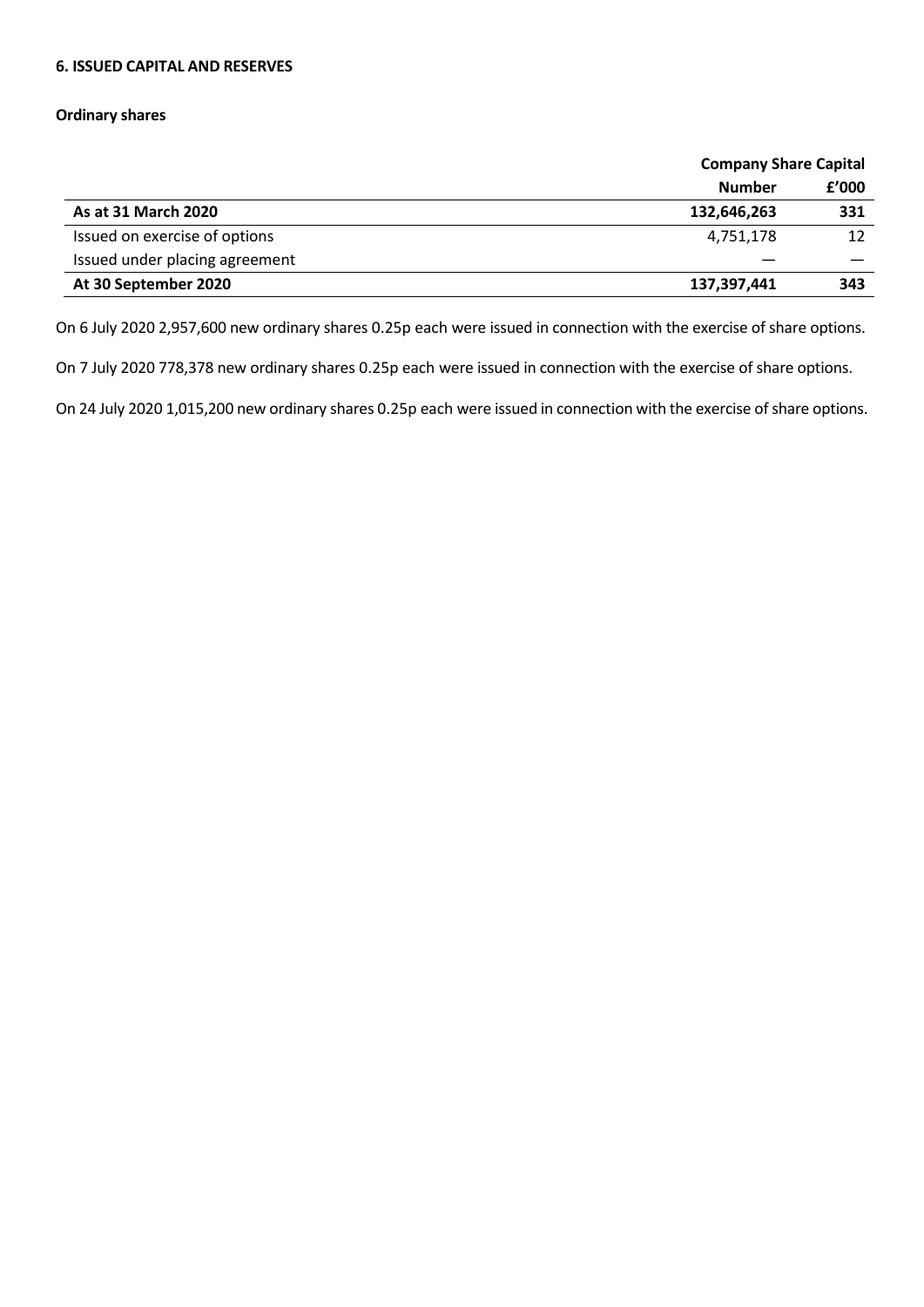### 6. ISSUED CAPITAL AND RESERVES

**Ordinary shares**

| | Company Share Capital | |
|---|---|---|
| | **Number** | **£'000** |
| **As at 31 March 2020** | **132,646,263** | **331** |
| Issued on exercise of options | 4,751,178 | 12 |
| Issued under placing agreement | — | — |
| **At 30 September 2020** | **137,397,441** | **343** |

On 6 July 2020 2,957,600 new ordinary shares 0.25p each were issued in connection with the exercise of share options.

On 7 July 2020 778,378 new ordinary shares 0.25p each were issued in connection with the exercise of share options.

On 24 July 2020 1,015,200 new ordinary shares 0.25p each were issued in connection with the exercise of share options.